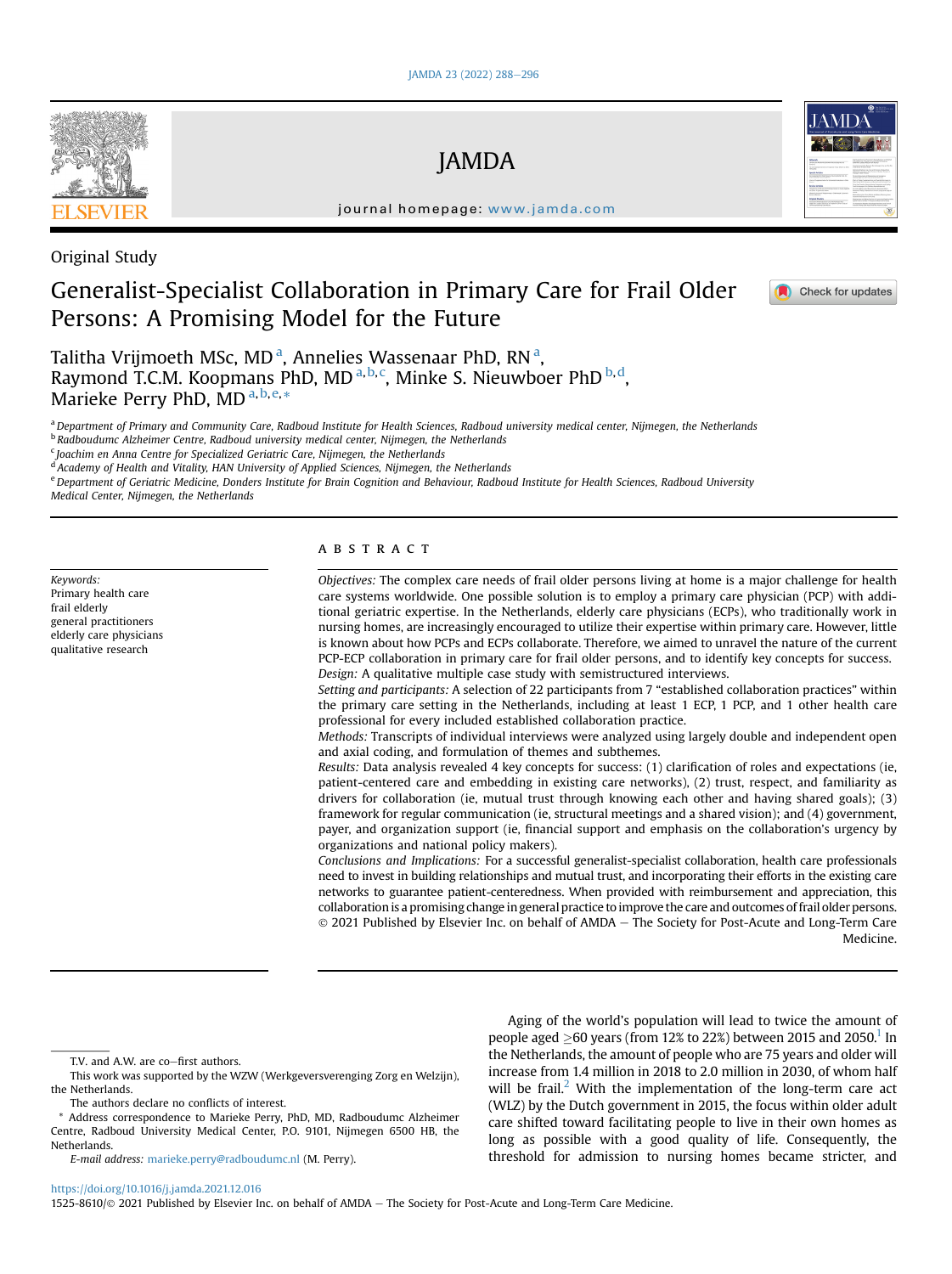Original Study

# Generalist-Specialist Collaboration in Primary Care for Frail Older Persons: A Promising Model for the Future

Talitha Vrijmoeth MSc, MD [a], Annelies Wassenaar PhD, RN [a], Raymond T.C.M. Koopmans PhD, MD [a,b,c], Minke S. Nieuwboer PhD [b,d], Marieke Perry PhD, MD [a,b,e,*]

[a] Department of Primary and Community Care, Radboud Institute for Health Sciences, Radboud university medical center, Nijmegen, the Netherlands
[b] Radboudumc Alzheimer Centre, Radboud university medical center, Nijmegen, the Netherlands
[c] Joachim en Anna Centre for Specialized Geriatric Care, Nijmegen, the Netherlands
[d] Academy of Health and Vitality, HAN University of Applied Sciences, Nijmegen, the Netherlands
[e] Department of Geriatric Medicine, Donders Institute for Brain Cognition and Behaviour, Radboud Institute for Health Sciences, Radboud University Medical Center, Nijmegen, the Netherlands

*Keywords:*
Primary health care
frail elderly
general practitioners
elderly care physicians
qualitative research

## ABSTRACT

*Objectives:* The complex care needs of frail older persons living at home is a major challenge for health care systems worldwide. One possible solution is to employ a primary care physician (PCP) with additional geriatric expertise. In the Netherlands, elderly care physicians (ECPs), who traditionally work in nursing homes, are increasingly encouraged to utilize their expertise within primary care. However, little is known about how PCPs and ECPs collaborate. Therefore, we aimed to unravel the nature of the current PCP-ECP collaboration in primary care for frail older persons, and to identify key concepts for success.

*Design:* A qualitative multiple case study with semistructured interviews.

*Setting and participants:* A selection of 22 participants from 7 "established collaboration practices" within the primary care setting in the Netherlands, including at least 1 ECP, 1 PCP, and 1 other health care professional for every included established collaboration practice.

*Methods:* Transcripts of individual interviews were analyzed using largely double and independent open and axial coding, and formulation of themes and subthemes.

*Results:* Data analysis revealed 4 key concepts for success: (1) clarification of roles and expectations (ie, patient-centered care and embedding in existing care networks), (2) trust, respect, and familiarity as drivers for collaboration (ie, mutual trust through knowing each other and having shared goals); (3) framework for regular communication (ie, structural meetings and a shared vision); and (4) government, payer, and organization support (ie, financial support and emphasis on the collaboration's urgency by organizations and national policy makers).

*Conclusions and Implications:* For a successful generalist-specialist collaboration, health care professionals need to invest in building relationships and mutual trust, and incorporating their efforts in the existing care networks to guarantee patient-centeredness. When provided with reimbursement and appreciation, this collaboration is a promising change in general practice to improve the care and outcomes of frail older persons.

© 2021 Published by Elsevier Inc. on behalf of AMDA — The Society for Post-Acute and Long-Term Care Medicine.

T.V. and A.W. are co–first authors.

This work was supported by the WZW (Werkgeversvereniging Zorg en Welzijn), the Netherlands.

The authors declare no conflicts of interest.

\* Address correspondence to Marieke Perry, PhD, MD, Radboudumc Alzheimer Centre, Radboud University Medical Center, P.O. 9101, Nijmegen 6500 HB, the Netherlands.

*E-mail address:* marieke.perry@radboudumc.nl (M. Perry).

Aging of the world's population will lead to twice the amount of people aged ≥60 years (from 12% to 22%) between 2015 and 2050.[1] In the Netherlands, the amount of people who are 75 years and older will increase from 1.4 million in 2018 to 2.0 million in 2030, of whom half will be frail.[2] With the implementation of the long-term care act (WLZ) by the Dutch government in 2015, the focus within older adult care shifted toward facilitating people to live in their own homes as long as possible with a good quality of life. Consequently, the threshold for admission to nursing homes became stricter, and

https://doi.org/10.1016/j.jamda.2021.12.016
1525-8610/© 2021 Published by Elsevier Inc. on behalf of AMDA — The Society for Post-Acute and Long-Term Care Medicine.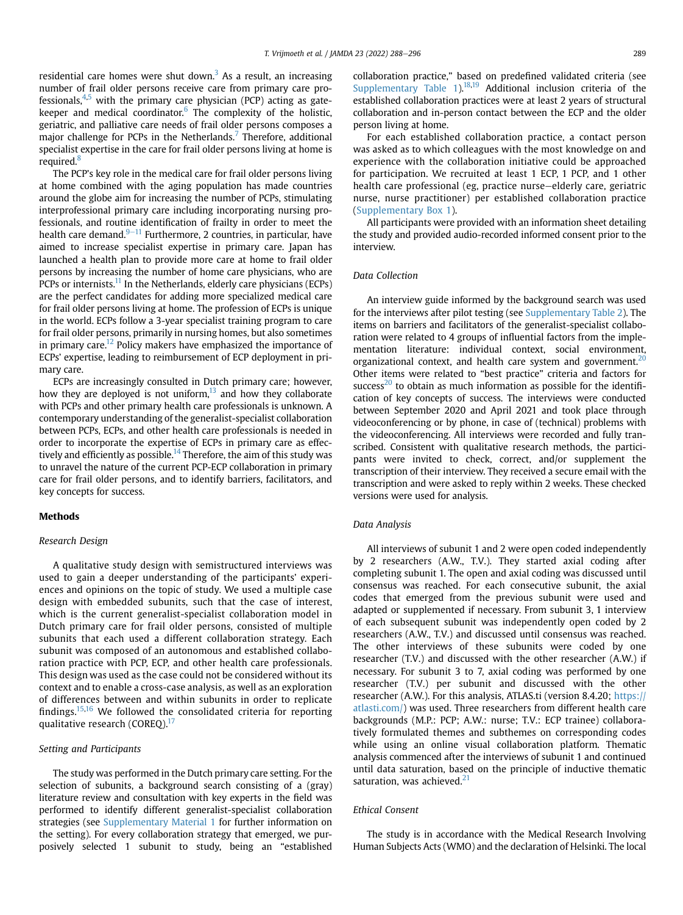residential care homes were shut down.[3] As a result, an increasing number of frail older persons receive care from primary care professionals,[4,5] with the primary care physician (PCP) acting as gatekeeper and medical coordinator.[6] The complexity of the holistic, geriatric, and palliative care needs of frail older persons composes a major challenge for PCPs in the Netherlands.[7] Therefore, additional specialist expertise in the care for frail older persons living at home is required.[8]

The PCP's key role in the medical care for frail older persons living at home combined with the aging population has made countries around the globe aim for increasing the number of PCPs, stimulating interprofessional primary care including incorporating nursing professionals, and routine identification of frailty in order to meet the health care demand.[9–11] Furthermore, 2 countries, in particular, have aimed to increase specialist expertise in primary care. Japan has launched a health plan to provide more care at home to frail older persons by increasing the number of home care physicians, who are PCPs or internists.[11] In the Netherlands, elderly care physicians (ECPs) are the perfect candidates for adding more specialized medical care for frail older persons living at home. The profession of ECPs is unique in the world. ECPs follow a 3-year specialist training program to care for frail older persons, primarily in nursing homes, but also sometimes in primary care.[12] Policy makers have emphasized the importance of ECPs' expertise, leading to reimbursement of ECP deployment in primary care.

ECPs are increasingly consulted in Dutch primary care; however, how they are deployed is not uniform,[13] and how they collaborate with PCPs and other primary health care professionals is unknown. A contemporary understanding of the generalist-specialist collaboration between PCPs, ECPs, and other health care professionals is needed in order to incorporate the expertise of ECPs in primary care as effectively and efficiently as possible.[14] Therefore, the aim of this study was to unravel the nature of the current PCP-ECP collaboration in primary care for frail older persons, and to identify barriers, facilitators, and key concepts for success.

## Methods

### *Research Design*

A qualitative study design with semistructured interviews was used to gain a deeper understanding of the participants' experiences and opinions on the topic of study. We used a multiple case design with embedded subunits, such that the case of interest, which is the current generalist-specialist collaboration model in Dutch primary care for frail older persons, consisted of multiple subunits that each used a different collaboration strategy. Each subunit was composed of an autonomous and established collaboration practice with PCP, ECP, and other health care professionals. This design was used as the case could not be considered without its context and to enable a cross-case analysis, as well as an exploration of differences between and within subunits in order to replicate findings.[15,16] We followed the consolidated criteria for reporting qualitative research (COREQ).[17]

### *Setting and Participants*

The study was performed in the Dutch primary care setting. For the selection of subunits, a background search consisting of a (gray) literature review and consultation with key experts in the field was performed to identify different generalist-specialist collaboration strategies (see Supplementary Material 1 for further information on the setting). For every collaboration strategy that emerged, we purposively selected 1 subunit to study, being an "established collaboration practice," based on predefined validated criteria (see Supplementary Table 1).[18,19] Additional inclusion criteria of the established collaboration practices were at least 2 years of structural collaboration and in-person contact between the ECP and the older person living at home.

For each established collaboration practice, a contact person was asked as to which colleagues with the most knowledge on and experience with the collaboration initiative could be approached for participation. We recruited at least 1 ECP, 1 PCP, and 1 other health care professional (eg, practice nurse–elderly care, geriatric nurse, nurse practitioner) per established collaboration practice (Supplementary Box 1).

All participants were provided with an information sheet detailing the study and provided audio-recorded informed consent prior to the interview.

### *Data Collection*

An interview guide informed by the background search was used for the interviews after pilot testing (see Supplementary Table 2). The items on barriers and facilitators of the generalist-specialist collaboration were related to 4 groups of influential factors from the implementation literature: individual context, social environment, organizational context, and health care system and government.[20] Other items were related to "best practice" criteria and factors for success[20] to obtain as much information as possible for the identification of key concepts of success. The interviews were conducted between September 2020 and April 2021 and took place through videoconferencing or by phone, in case of (technical) problems with the videoconferencing. All interviews were recorded and fully transcribed. Consistent with qualitative research methods, the participants were invited to check, correct, and/or supplement the transcription of their interview. They received a secure email with the transcription and were asked to reply within 2 weeks. These checked versions were used for analysis.

### *Data Analysis*

All interviews of subunit 1 and 2 were open coded independently by 2 researchers (A.W., T.V.). They started axial coding after completing subunit 1. The open and axial coding was discussed until consensus was reached. For each consecutive subunit, the axial codes that emerged from the previous subunit were used and adapted or supplemented if necessary. From subunit 3, 1 interview of each subsequent subunit was independently open coded by 2 researchers (A.W., T.V.) and discussed until consensus was reached. The other interviews of these subunits were coded by one researcher (T.V.) and discussed with the other researcher (A.W.) if necessary. For subunit 3 to 7, axial coding was performed by one researcher (T.V.) per subunit and discussed with the other researcher (A.W.). For this analysis, ATLAS.ti (version 8.4.20; https://atlasti.com/) was used. Three researchers from different health care backgrounds (M.P.: PCP; A.W.: nurse; T.V.: ECP trainee) collaboratively formulated themes and subthemes on corresponding codes while using an online visual collaboration platform. Thematic analysis commenced after the interviews of subunit 1 and continued until data saturation, based on the principle of inductive thematic saturation, was achieved.[21]

### *Ethical Consent*

The study is in accordance with the Medical Research Involving Human Subjects Acts (WMO) and the declaration of Helsinki. The local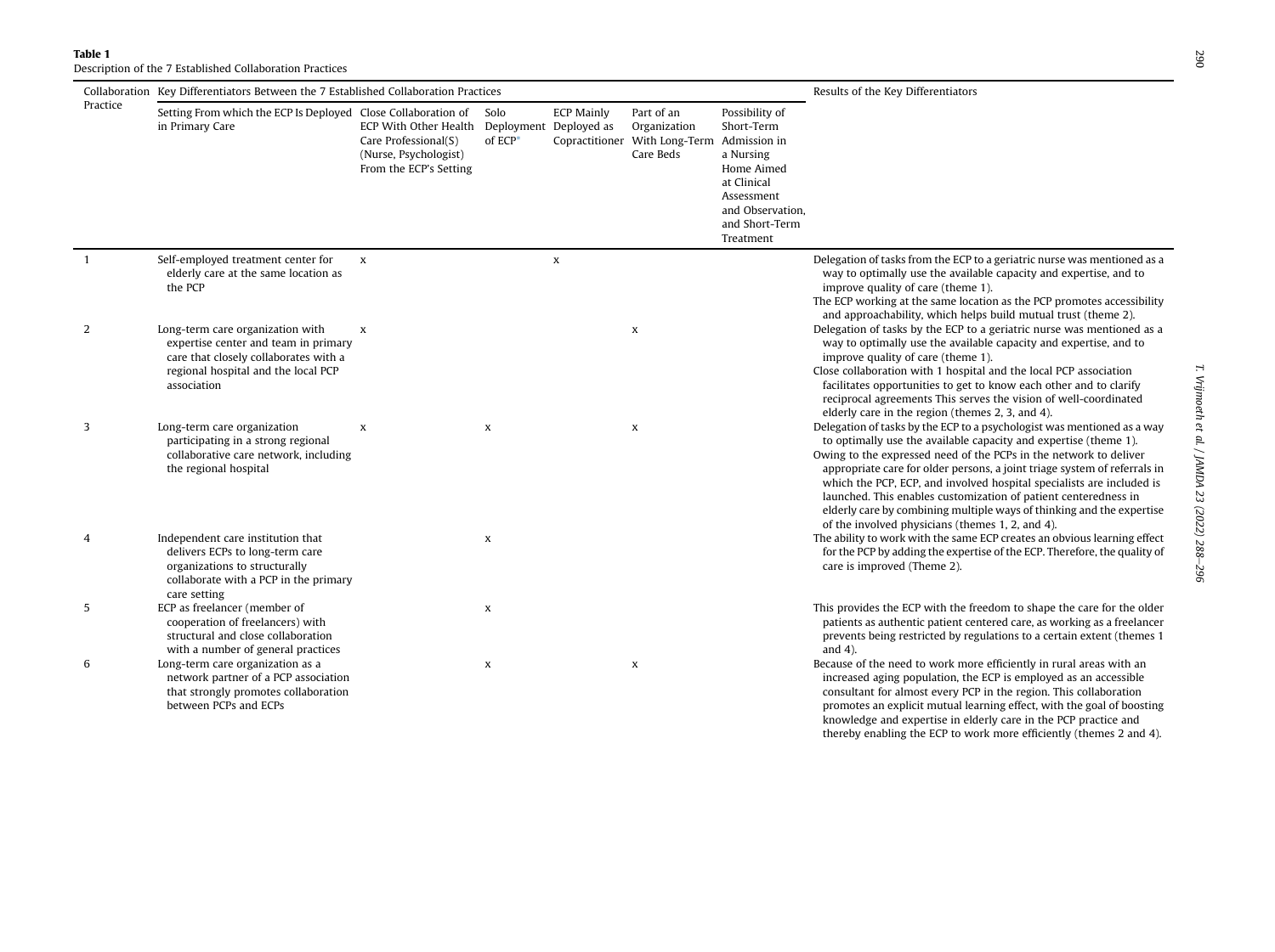**Table 1**
Description of the 7 Established Collaboration Practices

| Collaboration Practice | Key Differentiators Between the 7 Established Collaboration Practices | | | | | | Results of the Key Differentiators |
|---|---|---|---|---|---|---|---|
| | Setting From which the ECP Is Deployed in Primary Care | Close Collaboration of ECP With Other Health Care Professional(S) (Nurse, Psychologist) From the ECP's Setting | Solo Deployment of ECP* | ECP Mainly Deployed as Copractitioner | Part of an Organization With Long-Term Care Beds | Possibility of Short-Term Admission in a Nursing Home Aimed at Clinical Assessment and Observation, and Short-Term Treatment | |
| 1 | Self-employed treatment center for elderly care at the same location as the PCP | x | | x | | | Delegation of tasks from the ECP to a geriatric nurse was mentioned as a way to optimally use the available capacity and expertise, and to improve quality of care (theme 1). The ECP working at the same location as the PCP promotes accessibility and approachability, which helps build mutual trust (theme 2). |
| 2 | Long-term care organization with expertise center and team in primary care that closely collaborates with a regional hospital and the local PCP association | x | | | x | | Delegation of tasks by the ECP to a geriatric nurse was mentioned as a way to optimally use the available capacity and expertise, and to improve quality of care (theme 1). Close collaboration with 1 hospital and the local PCP association facilitates opportunities to get to know each other and to clarify reciprocal agreements This serves the vision of well-coordinated elderly care in the region (themes 2, 3, and 4). |
| 3 | Long-term care organization participating in a strong regional collaborative care network, including the regional hospital | x | x | | x | | Delegation of tasks by the ECP to a psychologist was mentioned as a way to optimally use the available capacity and expertise (theme 1). Owing to the expressed need of the PCPs in the network to deliver appropriate care for older persons, a joint triage system of referrals in which the PCP, ECP, and involved hospital specialists are included is launched. This enables customization of patient centeredness in elderly care by combining multiple ways of thinking and the expertise of the involved physicians (themes 1, 2, and 4). |
| 4 | Independent care institution that delivers ECPs to long-term care organizations to structurally collaborate with a PCP in the primary care setting | | x | | | | The ability to work with the same ECP creates an obvious learning effect for the PCP by adding the expertise of the ECP. Therefore, the quality of care is improved (Theme 2). |
| 5 | ECP as freelancer (member of cooperation of freelancers) with structural and close collaboration with a number of general practices | | x | | | | This provides the ECP with the freedom to shape the care for the older patients as authentic patient centered care, as working as a freelancer prevents being restricted by regulations to a certain extent (themes 1 and 4). |
| 6 | Long-term care organization as a network partner of a PCP association that strongly promotes collaboration between PCPs and ECPs | | x | | x | | Because of the need to work more efficiently in rural areas with an increased aging population, the ECP is employed as an accessible consultant for almost every PCP in the region. This collaboration promotes an explicit mutual learning effect, with the goal of boosting knowledge and expertise in elderly care in the PCP practice and thereby enabling the ECP to work more efficiently (themes 2 and 4). |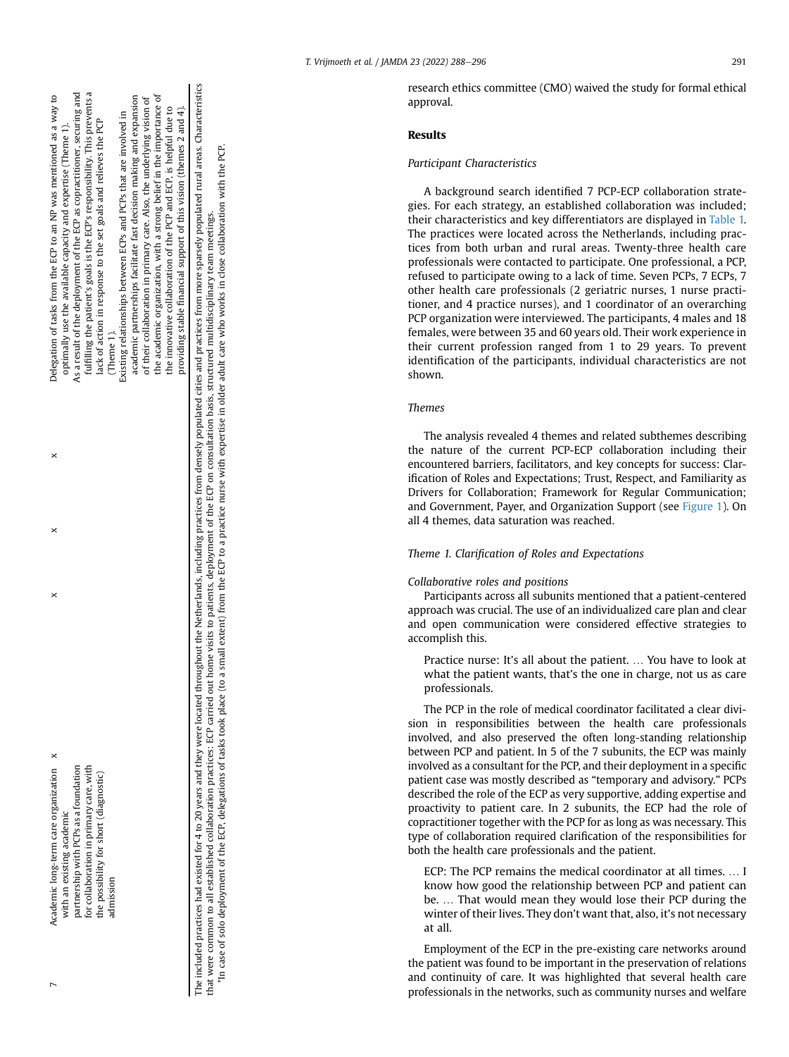| 7 | Academic long-term care organization with an existing academic partnership with PCPs as a foundation for collaboration in primary care, with the possibility for short (diagnostic) admission | x | x | x | x | Delegation of tasks from the ECP to an NP was mentioned as a way to optimally use the available capacity and expertise (Theme 1). As a result of the deployment of the ECP as copractitioner, securing and fulfilling the patient's goals is the ECP's responsibility. This prevents a lack of action in response to the set goals and relieves the PCP (Theme 1). Existing relationships between ECPs and PCPs that are involved in academic partnerships facilitate fast decision making and expansion of their collaboration in primary care. Also, the underlying vision of the academic organization, with a strong belief in the importance of the innovative collaboration of the PCP and ECP, is helpful due to providing stable financial support of this vision (themes 2 and 4). |
|---|---|---|---|---|---|---|

The included practices had existed for 4 to 20 years and they were located throughout the Netherlands, including practices from densely populated cities and practices from more sparsely populated rural areas. Characteristics that were common to all established collaboration practices: ECP carried out home visits to patients, deployment of the ECP on consultation basis, structured multidisciplinary team meetings.

*In case of solo deployment of the ECP, delegations of tasks took place (to a small extent) from the ECP to a practice nurse with expertise in older adult care who works in close collaboration with the PCP.

research ethics committee (CMO) waived the study for formal ethical approval.

## Results

### Participant Characteristics

A background search identified 7 PCP-ECP collaboration strategies. For each strategy, an established collaboration was included; their characteristics and key differentiators are displayed in Table 1. The practices were located across the Netherlands, including practices from both urban and rural areas. Twenty-three health care professionals were contacted to participate. One professional, a PCP, refused to participate owing to a lack of time. Seven PCPs, 7 ECPs, 7 other health care professionals (2 geriatric nurses, 1 nurse practitioner, and 4 practice nurses), and 1 coordinator of an overarching PCP organization were interviewed. The participants, 4 males and 18 females, were between 35 and 60 years old. Their work experience in their current profession ranged from 1 to 29 years. To prevent identification of the participants, individual characteristics are not shown.

### Themes

The analysis revealed 4 themes and related subthemes describing the nature of the current PCP-ECP collaboration including their encountered barriers, facilitators, and key concepts for success: Clarification of Roles and Expectations; Trust, Respect, and Familiarity as Drivers for Collaboration; Framework for Regular Communication; and Government, Payer, and Organization Support (see Figure 1). On all 4 themes, data saturation was reached.

### Theme 1. Clarification of Roles and Expectations

*Collaborative roles and positions*

Participants across all subunits mentioned that a patient-centered approach was crucial. The use of an individualized care plan and clear and open communication were considered effective strategies to accomplish this.

> Practice nurse: It's all about the patient. … You have to look at what the patient wants, that's the one in charge, not us as care professionals.

The PCP in the role of medical coordinator facilitated a clear division in responsibilities between the health care professionals involved, and also preserved the often long-standing relationship between PCP and patient. In 5 of the 7 subunits, the ECP was mainly involved as a consultant for the PCP, and their deployment in a specific patient case was mostly described as "temporary and advisory." PCPs described the role of the ECP as very supportive, adding expertise and proactivity to patient care. In 2 subunits, the ECP had the role of copractitioner together with the PCP for as long as was necessary. This type of collaboration required clarification of the responsibilities for both the health care professionals and the patient.

> ECP: The PCP remains the medical coordinator at all times. … I know how good the relationship between PCP and patient can be. … That would mean they would lose their PCP during the winter of their lives. They don't want that, also, it's not necessary at all.

Employment of the ECP in the pre-existing care networks around the patient was found to be important in the preservation of relations and continuity of care. It was highlighted that several health care professionals in the networks, such as community nurses and welfare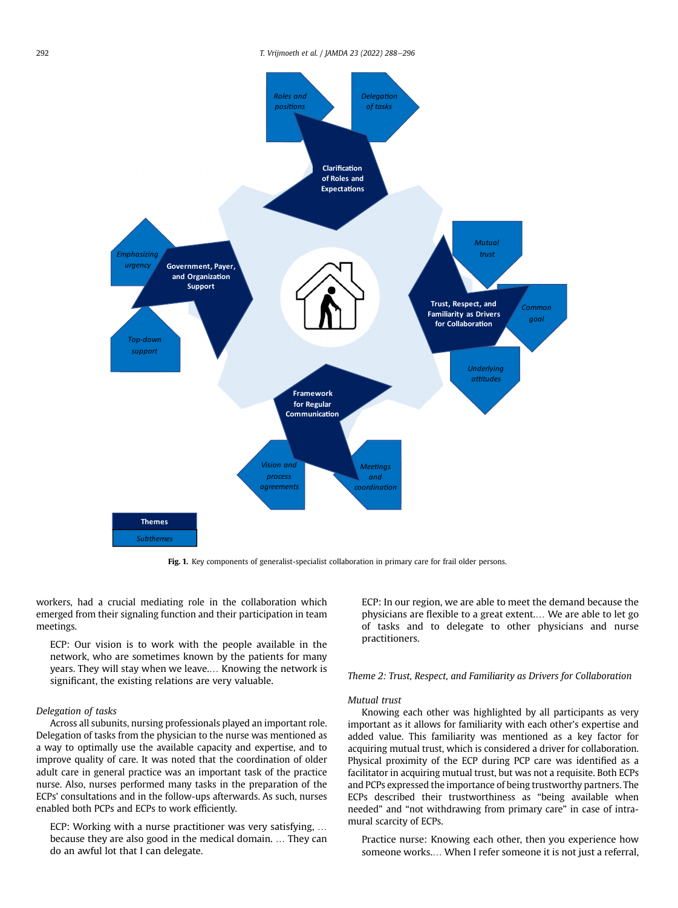Fig. 1. Key components of generalist-specialist collaboration in primary care for frail older persons.

workers, had a crucial mediating role in the collaboration which emerged from their signaling function and their participation in team meetings.

> ECP: Our vision is to work with the people available in the network, who are sometimes known by the patients for many years. They will stay when we leave.… Knowing the network is significant, the existing relations are very valuable.

#### *Delegation of tasks*

Across all subunits, nursing professionals played an important role. Delegation of tasks from the physician to the nurse was mentioned as a way to optimally use the available capacity and expertise, and to improve quality of care. It was noted that the coordination of older adult care in general practice was an important task of the practice nurse. Also, nurses performed many tasks in the preparation of the ECPs' consultations and in the follow-ups afterwards. As such, nurses enabled both PCPs and ECPs to work efficiently.

> ECP: Working with a nurse practitioner was very satisfying, … because they are also good in the medical domain. … They can do an awful lot that I can delegate.

> ECP: In our region, we are able to meet the demand because the physicians are flexible to a great extent.… We are able to let go of tasks and to delegate to other physicians and nurse practitioners.

### *Theme 2: Trust, Respect, and Familiarity as Drivers for Collaboration*

#### *Mutual trust*

Knowing each other was highlighted by all participants as very important as it allows for familiarity with each other's expertise and added value. This familiarity was mentioned as a key factor for acquiring mutual trust, which is considered a driver for collaboration. Physical proximity of the ECP during PCP care was identified as a facilitator in acquiring mutual trust, but was not a requisite. Both ECPs and PCPs expressed the importance of being trustworthy partners. The ECPs described their trustworthiness as "being available when needed" and "not withdrawing from primary care" in case of intramural scarcity of ECPs.

> Practice nurse: Knowing each other, then you experience how someone works.… When I refer someone it is not just a referral,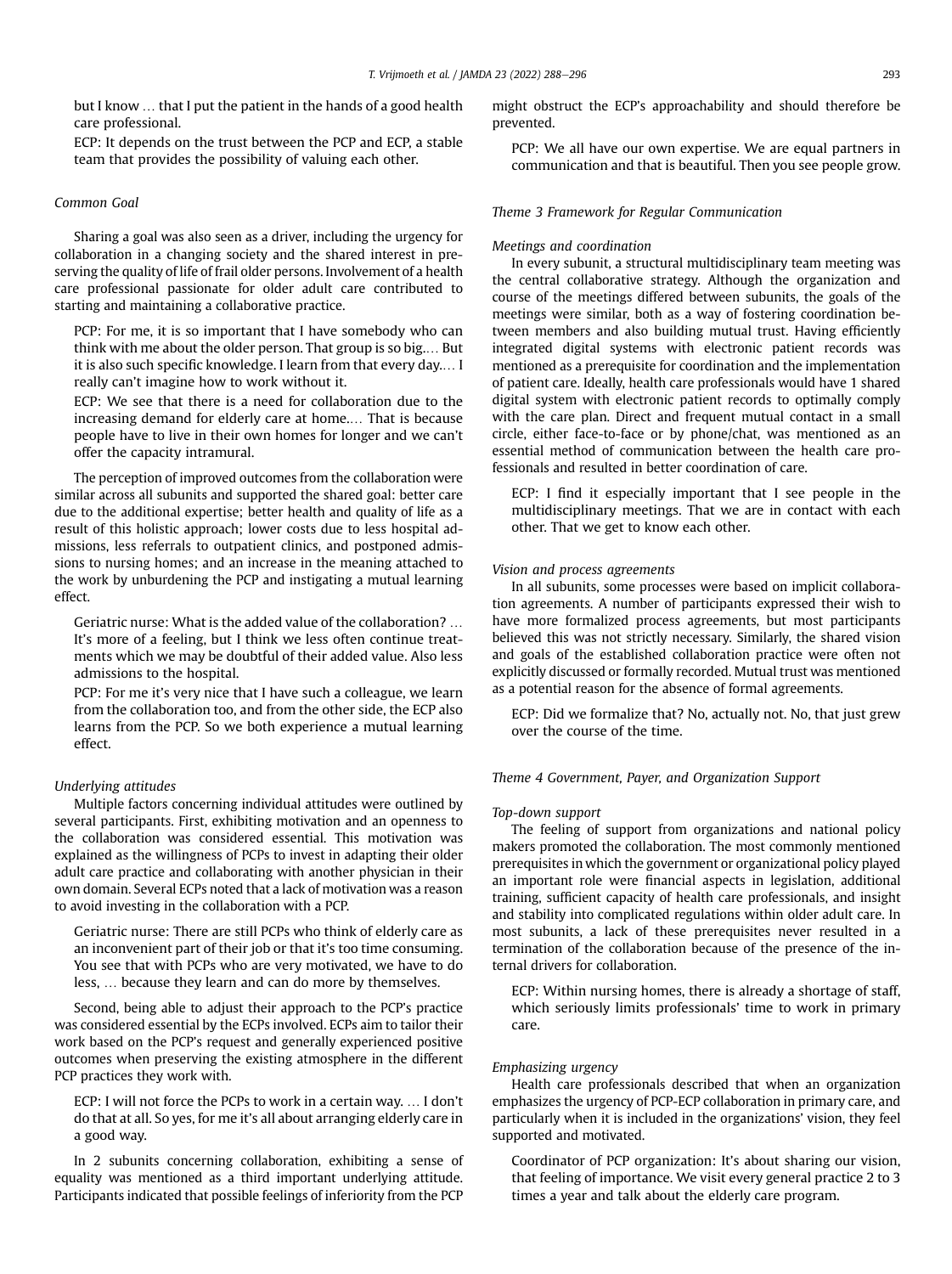but I know … that I put the patient in the hands of a good health care professional.

ECP: It depends on the trust between the PCP and ECP, a stable team that provides the possibility of valuing each other.

*Common Goal*

Sharing a goal was also seen as a driver, including the urgency for collaboration in a changing society and the shared interest in preserving the quality of life of frail older persons. Involvement of a health care professional passionate for older adult care contributed to starting and maintaining a collaborative practice.

PCP: For me, it is so important that I have somebody who can think with me about the older person. That group is so big.… But it is also such specific knowledge. I learn from that every day.… I really can't imagine how to work without it.

ECP: We see that there is a need for collaboration due to the increasing demand for elderly care at home.… That is because people have to live in their own homes for longer and we can't offer the capacity intramural.

The perception of improved outcomes from the collaboration were similar across all subunits and supported the shared goal: better care due to the additional expertise; better health and quality of life as a result of this holistic approach; lower costs due to less hospital admissions, less referrals to outpatient clinics, and postponed admissions to nursing homes; and an increase in the meaning attached to the work by unburdening the PCP and instigating a mutual learning effect.

Geriatric nurse: What is the added value of the collaboration? … It's more of a feeling, but I think we less often continue treatments which we may be doubtful of their added value. Also less admissions to the hospital.

PCP: For me it's very nice that I have such a colleague, we learn from the collaboration too, and from the other side, the ECP also learns from the PCP. So we both experience a mutual learning effect.

*Underlying attitudes*

Multiple factors concerning individual attitudes were outlined by several participants. First, exhibiting motivation and an openness to the collaboration was considered essential. This motivation was explained as the willingness of PCPs to invest in adapting their older adult care practice and collaborating with another physician in their own domain. Several ECPs noted that a lack of motivation was a reason to avoid investing in the collaboration with a PCP.

Geriatric nurse: There are still PCPs who think of elderly care as an inconvenient part of their job or that it's too time consuming. You see that with PCPs who are very motivated, we have to do less, … because they learn and can do more by themselves.

Second, being able to adjust their approach to the PCP's practice was considered essential by the ECPs involved. ECPs aim to tailor their work based on the PCP's request and generally experienced positive outcomes when preserving the existing atmosphere in the different PCP practices they work with.

ECP: I will not force the PCPs to work in a certain way. … I don't do that at all. So yes, for me it's all about arranging elderly care in a good way.

In 2 subunits concerning collaboration, exhibiting a sense of equality was mentioned as a third important underlying attitude. Participants indicated that possible feelings of inferiority from the PCP might obstruct the ECP's approachability and should therefore be prevented.

PCP: We all have our own expertise. We are equal partners in communication and that is beautiful. Then you see people grow.

*Theme 3 Framework for Regular Communication*

*Meetings and coordination*

In every subunit, a structural multidisciplinary team meeting was the central collaborative strategy. Although the organization and course of the meetings differed between subunits, the goals of the meetings were similar, both as a way of fostering coordination between members and also building mutual trust. Having efficiently integrated digital systems with electronic patient records was mentioned as a prerequisite for coordination and the implementation of patient care. Ideally, health care professionals would have 1 shared digital system with electronic patient records to optimally comply with the care plan. Direct and frequent mutual contact in a small circle, either face-to-face or by phone/chat, was mentioned as an essential method of communication between the health care professionals and resulted in better coordination of care.

ECP: I find it especially important that I see people in the multidisciplinary meetings. That we are in contact with each other. That we get to know each other.

*Vision and process agreements*

In all subunits, some processes were based on implicit collaboration agreements. A number of participants expressed their wish to have more formalized process agreements, but most participants believed this was not strictly necessary. Similarly, the shared vision and goals of the established collaboration practice were often not explicitly discussed or formally recorded. Mutual trust was mentioned as a potential reason for the absence of formal agreements.

ECP: Did we formalize that? No, actually not. No, that just grew over the course of the time.

*Theme 4 Government, Payer, and Organization Support*

*Top-down support*

The feeling of support from organizations and national policy makers promoted the collaboration. The most commonly mentioned prerequisites in which the government or organizational policy played an important role were financial aspects in legislation, additional training, sufficient capacity of health care professionals, and insight and stability into complicated regulations within older adult care. In most subunits, a lack of these prerequisites never resulted in a termination of the collaboration because of the presence of the internal drivers for collaboration.

ECP: Within nursing homes, there is already a shortage of staff, which seriously limits professionals' time to work in primary care.

*Emphasizing urgency*

Health care professionals described that when an organization emphasizes the urgency of PCP-ECP collaboration in primary care, and particularly when it is included in the organizations' vision, they feel supported and motivated.

Coordinator of PCP organization: It's about sharing our vision, that feeling of importance. We visit every general practice 2 to 3 times a year and talk about the elderly care program.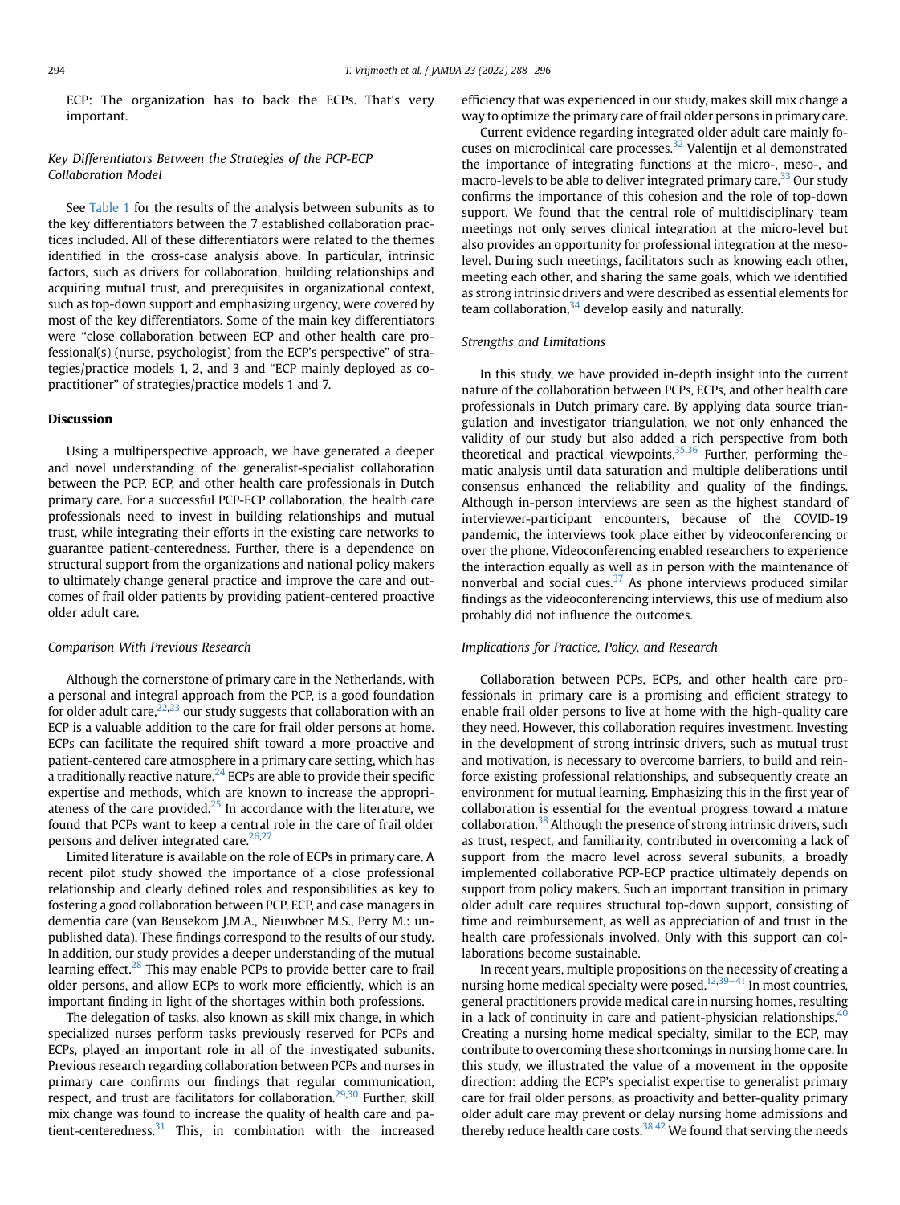ECP: The organization has to back the ECPs. That's very important.

### Key Differentiators Between the Strategies of the PCP-ECP Collaboration Model

See Table 1 for the results of the analysis between subunits as to the key differentiators between the 7 established collaboration practices included. All of these differentiators were related to the themes identified in the cross-case analysis above. In particular, intrinsic factors, such as drivers for collaboration, building relationships and acquiring mutual trust, and prerequisites in organizational context, such as top-down support and emphasizing urgency, were covered by most of the key differentiators. Some of the main key differentiators were "close collaboration between ECP and other health care professional(s) (nurse, psychologist) from the ECP's perspective" of strategies/practice models 1, 2, and 3 and "ECP mainly deployed as co-practitioner" of strategies/practice models 1 and 7.

## Discussion

Using a multiperspective approach, we have generated a deeper and novel understanding of the generalist-specialist collaboration between the PCP, ECP, and other health care professionals in Dutch primary care. For a successful PCP-ECP collaboration, the health care professionals need to invest in building relationships and mutual trust, while integrating their efforts in the existing care networks to guarantee patient-centeredness. Further, there is a dependence on structural support from the organizations and national policy makers to ultimately change general practice and improve the care and outcomes of frail older patients by providing patient-centered proactive older adult care.

### Comparison With Previous Research

Although the cornerstone of primary care in the Netherlands, with a personal and integral approach from the PCP, is a good foundation for older adult care,[22,23] our study suggests that collaboration with an ECP is a valuable addition to the care for frail older persons at home. ECPs can facilitate the required shift toward a more proactive and patient-centered care atmosphere in a primary care setting, which has a traditionally reactive nature.[24] ECPs are able to provide their specific expertise and methods, which are known to increase the appropriateness of the care provided.[25] In accordance with the literature, we found that PCPs want to keep a central role in the care of frail older persons and deliver integrated care.[26,27]

Limited literature is available on the role of ECPs in primary care. A recent pilot study showed the importance of a close professional relationship and clearly defined roles and responsibilities as key to fostering a good collaboration between PCP, ECP, and case managers in dementia care (van Beusekom J.M.A., Nieuwboer M.S., Perry M.: unpublished data). These findings correspond to the results of our study. In addition, our study provides a deeper understanding of the mutual learning effect.[28] This may enable PCPs to provide better care to frail older persons, and allow ECPs to work more efficiently, which is an important finding in light of the shortages within both professions.

The delegation of tasks, also known as skill mix change, in which specialized nurses perform tasks previously reserved for PCPs and ECPs, played an important role in all of the investigated subunits. Previous research regarding collaboration between PCPs and nurses in primary care confirms our findings that regular communication, respect, and trust are facilitators for collaboration.[29,30] Further, skill mix change was found to increase the quality of health care and patient-centeredness.[31] This, in combination with the increased efficiency that was experienced in our study, makes skill mix change a way to optimize the primary care of frail older persons in primary care.

Current evidence regarding integrated older adult care mainly focuses on microclinical care processes.[32] Valentijn et al demonstrated the importance of integrating functions at the micro-, meso-, and macro-levels to be able to deliver integrated primary care.[33] Our study confirms the importance of this cohesion and the role of top-down support. We found that the central role of multidisciplinary team meetings not only serves clinical integration at the micro-level but also provides an opportunity for professional integration at the meso-level. During such meetings, facilitators such as knowing each other, meeting each other, and sharing the same goals, which we identified as strong intrinsic drivers and were described as essential elements for team collaboration,[34] develop easily and naturally.

### Strengths and Limitations

In this study, we have provided in-depth insight into the current nature of the collaboration between PCPs, ECPs, and other health care professionals in Dutch primary care. By applying data source triangulation and investigator triangulation, we not only enhanced the validity of our study but also added a rich perspective from both theoretical and practical viewpoints.[35,36] Further, performing thematic analysis until data saturation and multiple deliberations until consensus enhanced the reliability and quality of the findings. Although in-person interviews are seen as the highest standard of interviewer-participant encounters, because of the COVID-19 pandemic, the interviews took place either by videoconferencing or over the phone. Videoconferencing enabled researchers to experience the interaction equally as well as in person with the maintenance of nonverbal and social cues.[37] As phone interviews produced similar findings as the videoconferencing interviews, this use of medium also probably did not influence the outcomes.

### Implications for Practice, Policy, and Research

Collaboration between PCPs, ECPs, and other health care professionals in primary care is a promising and efficient strategy to enable frail older persons to live at home with the high-quality care they need. However, this collaboration requires investment. Investing in the development of strong intrinsic drivers, such as mutual trust and motivation, is necessary to overcome barriers, to build and reinforce existing professional relationships, and subsequently create an environment for mutual learning. Emphasizing this in the first year of collaboration is essential for the eventual progress toward a mature collaboration.[38] Although the presence of strong intrinsic drivers, such as trust, respect, and familiarity, contributed in overcoming a lack of support from the macro level across several subunits, a broadly implemented collaborative PCP-ECP practice ultimately depends on support from policy makers. Such an important transition in primary older adult care requires structural top-down support, consisting of time and reimbursement, as well as appreciation of and trust in the health care professionals involved. Only with this support can collaborations become sustainable.

In recent years, multiple propositions on the necessity of creating a nursing home medical specialty were posed.[12,39–41] In most countries, general practitioners provide medical care in nursing homes, resulting in a lack of continuity in care and patient-physician relationships.[40] Creating a nursing home medical specialty, similar to the ECP, may contribute to overcoming these shortcomings in nursing home care. In this study, we illustrated the value of a movement in the opposite direction: adding the ECP's specialist expertise to generalist primary care for frail older persons, as proactivity and better-quality primary older adult care may prevent or delay nursing home admissions and thereby reduce health care costs.[38,42] We found that serving the needs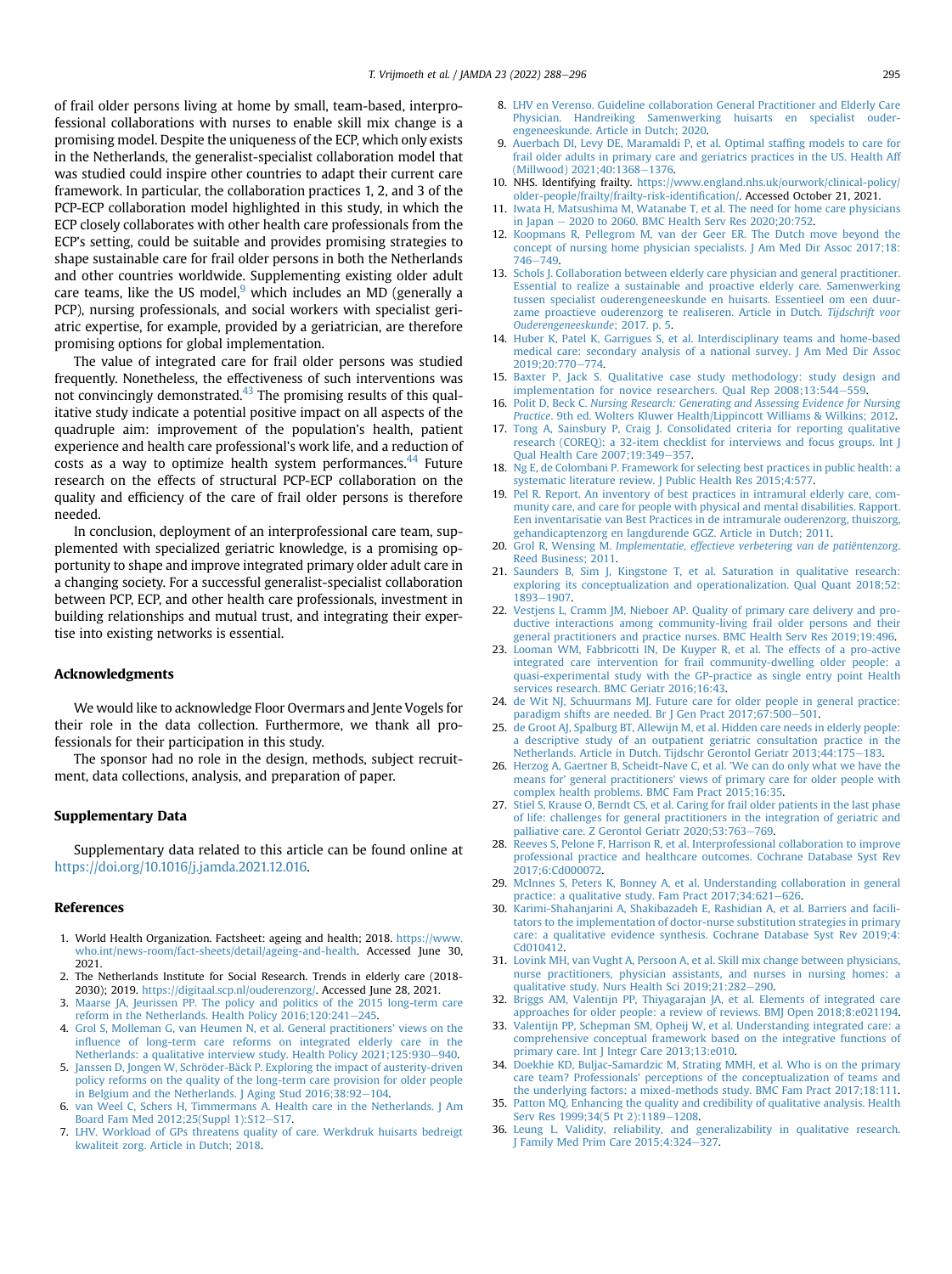of frail older persons living at home by small, team-based, interprofessional collaborations with nurses to enable skill mix change is a promising model. Despite the uniqueness of the ECP, which only exists in the Netherlands, the generalist-specialist collaboration model that was studied could inspire other countries to adapt their current care framework. In particular, the collaboration practices 1, 2, and 3 of the PCP-ECP collaboration model highlighted in this study, in which the ECP closely collaborates with other health care professionals from the ECP's setting, could be suitable and provides promising strategies to shape sustainable care for frail older persons in both the Netherlands and other countries worldwide. Supplementing existing older adult care teams, like the US model,[9] which includes an MD (generally a PCP), nursing professionals, and social workers with specialist geriatric expertise, for example, provided by a geriatrician, are therefore promising options for global implementation.

The value of integrated care for frail older persons was studied frequently. Nonetheless, the effectiveness of such interventions was not convincingly demonstrated.[43] The promising results of this qualitative study indicate a potential positive impact on all aspects of the quadruple aim: improvement of the population's health, patient experience and health care professional's work life, and a reduction of costs as a way to optimize health system performances.[44] Future research on the effects of structural PCP-ECP collaboration on the quality and efficiency of the care of frail older persons is therefore needed.

In conclusion, deployment of an interprofessional care team, supplemented with specialized geriatric knowledge, is a promising opportunity to shape and improve integrated primary older adult care in a changing society. For a successful generalist-specialist collaboration between PCP, ECP, and other health care professionals, investment in building relationships and mutual trust, and integrating their expertise into existing networks is essential.

## Acknowledgments

We would like to acknowledge Floor Overmars and Jente Vogels for their role in the data collection. Furthermore, we thank all professionals for their participation in this study.

The sponsor had no role in the design, methods, subject recruitment, data collections, analysis, and preparation of paper.

## Supplementary Data

Supplementary data related to this article can be found online at https://doi.org/10.1016/j.jamda.2021.12.016.

## References

1. World Health Organization. Factsheet: ageing and health; 2018. https://www.who.int/news-room/fact-sheets/detail/ageing-and-health. Accessed June 30, 2021.
2. The Netherlands Institute for Social Research. Trends in elderly care (2018-2030); 2019. https://digitaal.scp.nl/ouderenzorg/. Accessed June 28, 2021.
3. Maarse JA, Jeurissen PP. The policy and politics of the 2015 long-term care reform in the Netherlands. Health Policy 2016;120:241–245.
4. Grol S, Molleman G, van Heumen N, et al. General practitioners' views on the influence of long-term care reforms on integrated elderly care in the Netherlands: a qualitative interview study. Health Policy 2021;125:930–940.
5. Janssen D, Jongen W, Schröder-Bäck P. Exploring the impact of austerity-driven policy reforms on the quality of the long-term care provision for older people in Belgium and the Netherlands. J Aging Stud 2016;38:92–104.
6. van Weel C, Schers H, Timmermans A. Health care in the Netherlands. J Am Board Fam Med 2012;25(Suppl 1):S12–S17.
7. LHV. Workload of GPs threatens quality of care. Werkdruk huisarts bedreigt kwaliteit zorg. Article in Dutch; 2018.
8. LHV en Verenso. Guideline collaboration General Practitioner and Elderly Care Physician. Handreiking Samenwerking huisarts en specialist ouderengeneeskunde. Article in Dutch; 2020.
9. Auerbach DI, Levy DE, Maramaldi P, et al. Optimal staffing models to care for frail older adults in primary care and geriatrics practices in the US. Health Aff (Millwood) 2021;40:1368–1376.
10. NHS. Identifying frailty. https://www.england.nhs.uk/ourwork/clinical-policy/older-people/frailty/frailty-risk-identification/. Accessed October 21, 2021.
11. Iwata H, Matsushima M, Watanabe T, et al. The need for home care physicians in Japan – 2020 to 2060. BMC Health Serv Res 2020;20:752.
12. Koopmans R, Pellegrom M, van der Geer ER. The Dutch move beyond the concept of nursing home physician specialists. J Am Med Dir Assoc 2017;18:746–749.
13. Schols J. Collaboration between elderly care physician and general practitioner. Essential to realize a sustainable and proactive elderly care. Samenwerking tussen specialist ouderengeneeskunde en huisarts. Essentieel om een duurzame proactieve ouderenzorg te realiseren. Article in Dutch. *Tijdschrift voor Ouderengeneeskunde*; 2017. p. 5.
14. Huber K, Patel K, Garrigues S, et al. Interdisciplinary teams and home-based medical care: secondary analysis of a national survey. J Am Med Dir Assoc 2019;20:770–774.
15. Baxter P, Jack S. Qualitative case study methodology: study design and implementation for novice researchers. Qual Rep 2008;13:544–559.
16. Polit D, Beck C. *Nursing Research: Generating and Assessing Evidence for Nursing Practice*. 9th ed. Wolters Kluwer Health/Lippincott Williams & Wilkins; 2012.
17. Tong A, Sainsbury P, Craig J. Consolidated criteria for reporting qualitative research (COREQ): a 32-item checklist for interviews and focus groups. Int J Qual Health Care 2007;19:349–357.
18. Ng E, de Colombani P. Framework for selecting best practices in public health: a systematic literature review. J Public Health Res 2015;4:577.
19. Pel R. Report. An inventory of best practices in intramural elderly care, community care, and care for people with physical and mental disabilities. Rapport. Een inventarisatie van Best Practices in de intramurale ouderenzorg, thuiszorg, gehandicaptenzorg en langdurende GGZ. Article in Dutch; 2011.
20. Grol R, Wensing M. *Implementatie, effectieve verbetering van de patiëntenzorg*. Reed Business; 2011.
21. Saunders B, Sim J, Kingstone T, et al. Saturation in qualitative research: exploring its conceptualization and operationalization. Qual Quant 2018;52:1893–1907.
22. Vestjens L, Cramm JM, Nieboer AP. Quality of primary care delivery and productive interactions among community-living frail older persons and their general practitioners and practice nurses. BMC Health Serv Res 2019;19:496.
23. Looman WM, Fabbricotti IN, De Kuyper R, et al. The effects of a pro-active integrated care intervention for frail community-dwelling older people: a quasi-experimental study with the GP-practice as single entry point Health services research. BMC Geriatr 2016;16:43.
24. de Wit NJ, Schuurmans MJ. Future care for older people in general practice: paradigm shifts are needed. Br J Gen Pract 2017;67:500–501.
25. de Groot AJ, Spalburg BT, Allewijn M, et al. Hidden care needs in elderly people: a descriptive study of an outpatient geriatric consultation practice in the Netherlands. Article in Dutch. Tijdschr Gerontol Geriatr 2013;44:175–183.
26. Herzog A, Gaertner B, Scheidt-Nave C, et al. 'We can do only what we have the means for' general practitioners' views of primary care for older people with complex health problems. BMC Fam Pract 2015;16:35.
27. Stiel S, Krause O, Berndt CS, et al. Caring for frail older patients in the last phase of life: challenges for general practitioners in the integration of geriatric and palliative care. Z Gerontol Geriatr 2020;53:763–769.
28. Reeves S, Pelone F, Harrison R, et al. Interprofessional collaboration to improve professional practice and healthcare outcomes. Cochrane Database Syst Rev 2017;6:Cd000072.
29. McInnes S, Peters K, Bonney A, et al. Understanding collaboration in general practice: a qualitative study. Fam Pract 2017;34:621–626.
30. Karimi-Shahanjarini A, Shakibazadeh E, Rashidian A, et al. Barriers and facilitators to the implementation of doctor-nurse substitution strategies in primary care: a qualitative evidence synthesis. Cochrane Database Syst Rev 2019;4:Cd010412.
31. Lovink MH, van Vught A, Persoon A, et al. Skill mix change between physicians, nurse practitioners, physician assistants, and nurses in nursing homes: a qualitative study. Nurs Health Sci 2019;21:282–290.
32. Briggs AM, Valentijn PP, Thiyagarajan JA, et al. Elements of integrated care approaches for older people: a review of reviews. BMJ Open 2018;8:e021194.
33. Valentijn PP, Schepman SM, Opheij W, et al. Understanding integrated care: a comprehensive conceptual framework based on the integrative functions of primary care. Int J Integr Care 2013;13:e010.
34. Doekhie KD, Buljac-Samardzic M, Strating MMH, et al. Who is on the primary care team? Professionals' perceptions of the conceptualization of teams and the underlying factors: a mixed-methods study. BMC Fam Pract 2017;18:111.
35. Patton MQ. Enhancing the quality and credibility of qualitative analysis. Health Serv Res 1999;34(5 Pt 2):1189–1208.
36. Leung L. Validity, reliability, and generalizability in qualitative research. J Family Med Prim Care 2015;4:324–327.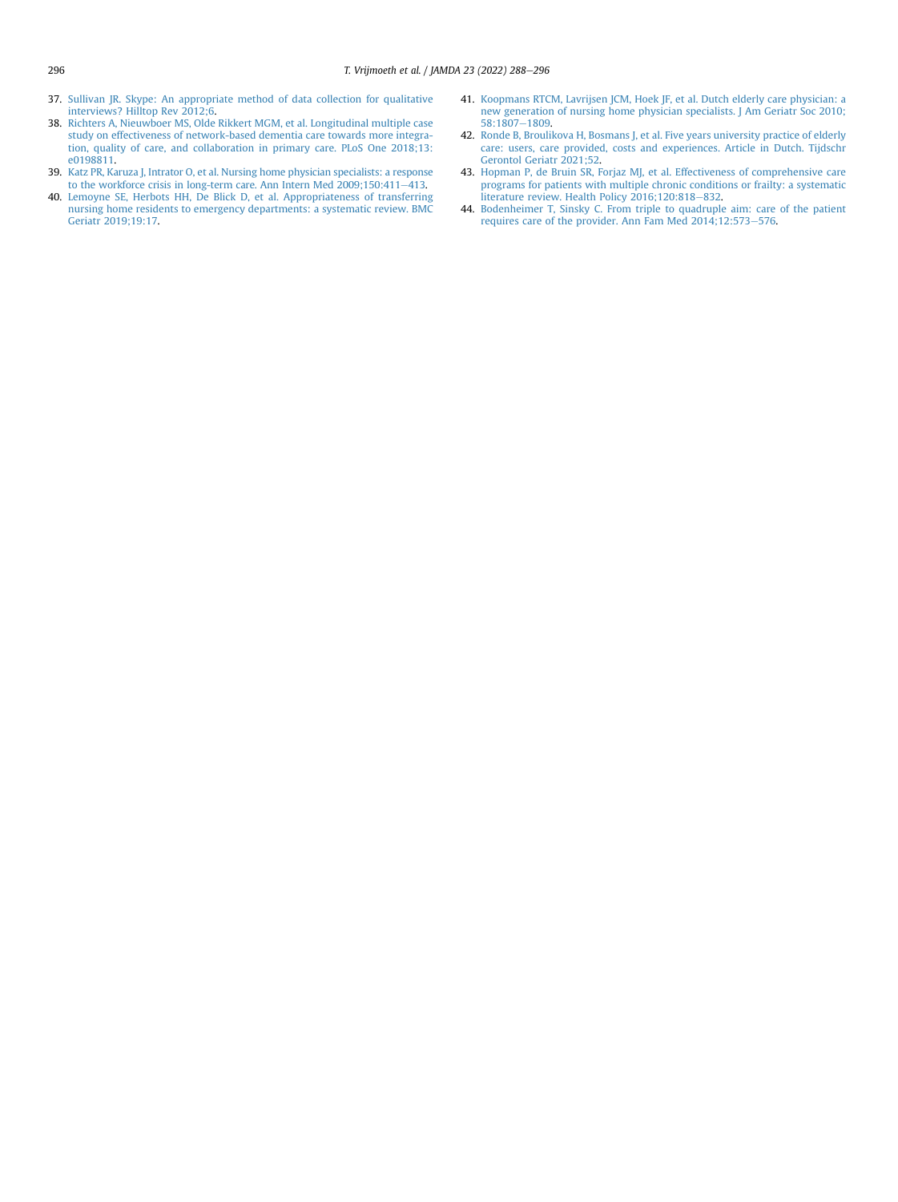37. Sullivan JR. Skype: An appropriate method of data collection for qualitative interviews? Hilltop Rev 2012;6.
38. Richters A, Nieuwboer MS, Olde Rikkert MGM, et al. Longitudinal multiple case study on effectiveness of network-based dementia care towards more integration, quality of care, and collaboration in primary care. PLoS One 2018;13:e0198811.
39. Katz PR, Karuza J, Intrator O, et al. Nursing home physician specialists: a response to the workforce crisis in long-term care. Ann Intern Med 2009;150:411–413.
40. Lemoyne SE, Herbots HH, De Blick D, et al. Appropriateness of transferring nursing home residents to emergency departments: a systematic review. BMC Geriatr 2019;19:17.
41. Koopmans RTCM, Lavrijsen JCM, Hoek JF, et al. Dutch elderly care physician: a new generation of nursing home physician specialists. J Am Geriatr Soc 2010;58:1807–1809.
42. Ronde B, Broulikova H, Bosmans J, et al. Five years university practice of elderly care: users, care provided, costs and experiences. Article in Dutch. Tijdschr Gerontol Geriatr 2021;52.
43. Hopman P, de Bruin SR, Forjaz MJ, et al. Effectiveness of comprehensive care programs for patients with multiple chronic conditions or frailty: a systematic literature review. Health Policy 2016;120:818–832.
44. Bodenheimer T, Sinsky C. From triple to quadruple aim: care of the patient requires care of the provider. Ann Fam Med 2014;12:573–576.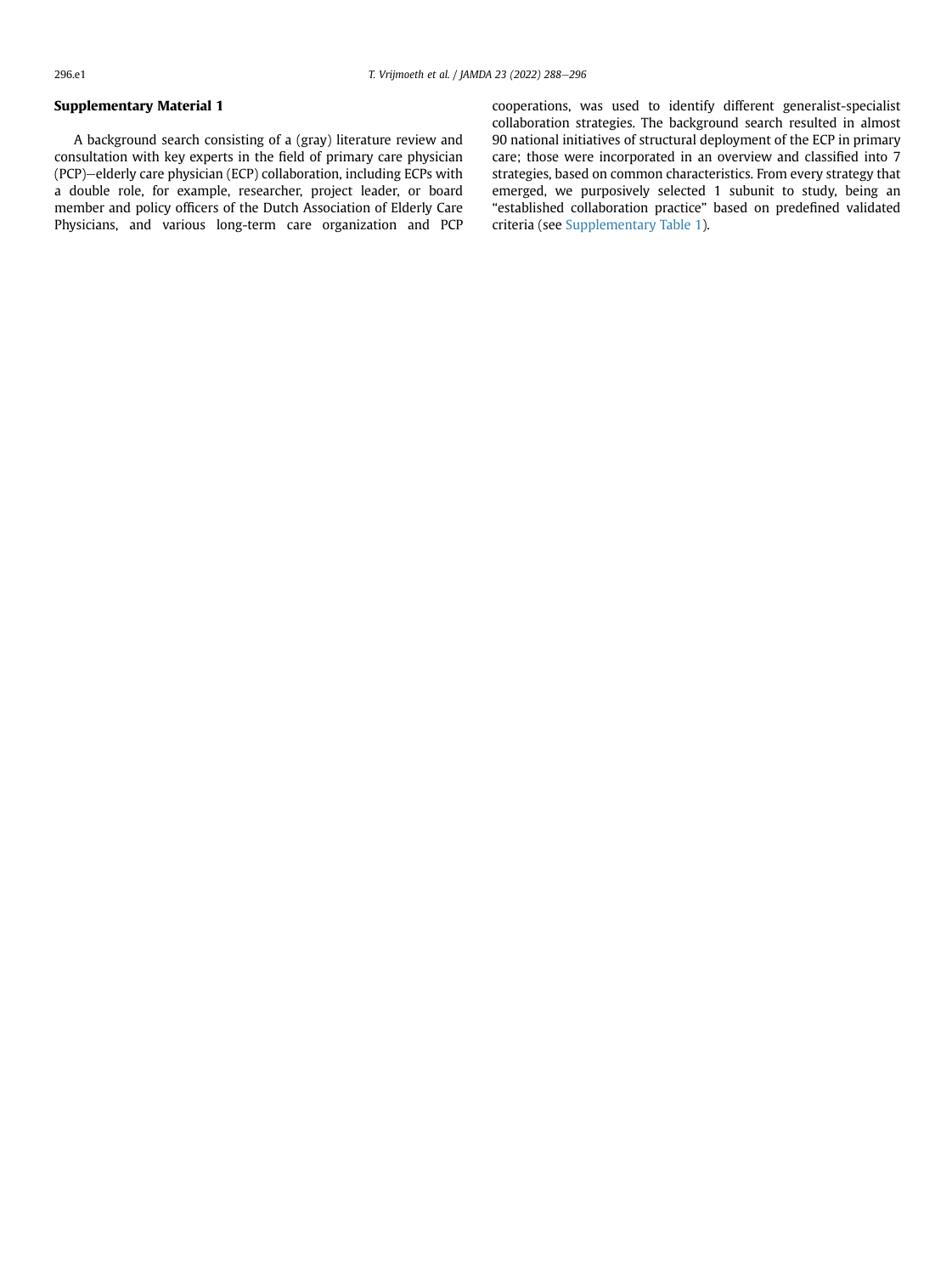## Supplementary Material 1

A background search consisting of a (gray) literature review and consultation with key experts in the field of primary care physician (PCP)–elderly care physician (ECP) collaboration, including ECPs with a double role, for example, researcher, project leader, or board member and policy officers of the Dutch Association of Elderly Care Physicians, and various long-term care organization and PCP cooperations, was used to identify different generalist-specialist collaboration strategies. The background search resulted in almost 90 national initiatives of structural deployment of the ECP in primary care; those were incorporated in an overview and classified into 7 strategies, based on common characteristics. From every strategy that emerged, we purposively selected 1 subunit to study, being an "established collaboration practice" based on predefined validated criteria (see Supplementary Table 1).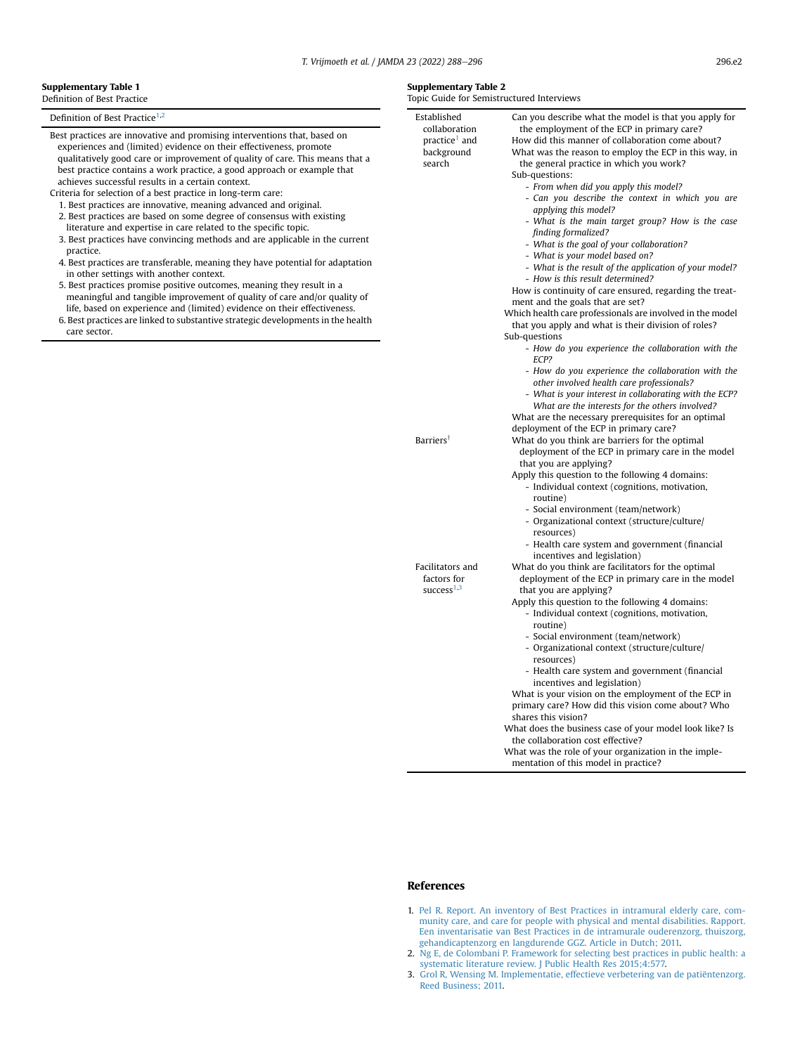**Supplementary Table 1**
Definition of Best Practice

| Definition of Best Practice[1,2] |
| --- |
| Best practices are innovative and promising interventions that, based on experiences and (limited) evidence on their effectiveness, promote qualitatively good care or improvement of quality of care. This means that a best practice contains a work practice, a good approach or example that achieves successful results in a certain context.<br>Criteria for selection of a best practice in long-term care:<br>1. Best practices are innovative, meaning advanced and original.<br>2. Best practices are based on some degree of consensus with existing literature and expertise in care related to the specific topic.<br>3. Best practices have convincing methods and are applicable in the current practice.<br>4. Best practices are transferable, meaning they have potential for adaptation in other settings with another context.<br>5. Best practices promise positive outcomes, meaning they result in a meaningful and tangible improvement of quality of care and/or quality of life, based on experience and (limited) evidence on their effectiveness.<br>6. Best practices are linked to substantive strategic developments in the health care sector. |

**Supplementary Table 2**
Topic Guide for Semistructured Interviews

| | |
| --- | --- |
| Established collaboration practice[1] and background search | Can you describe what the model is that you apply for the employment of the ECP in primary care?<br>How did this manner of collaboration come about?<br>What was the reason to employ the ECP in this way, in the general practice in which you work?<br>Sub-questions:<br>- *From when did you apply this model?*<br>- *Can you describe the context in which you are applying this model?*<br>- *What is the main target group? How is the case finding formalized?*<br>- *What is the goal of your collaboration?*<br>- *What is your model based on?*<br>- *What is the result of the application of your model?*<br>- *How is this result determined?*<br>How is continuity of care ensured, regarding the treatment and the goals that are set?<br>Which health care professionals are involved in the model that you apply and what is their division of roles?<br>Sub-questions<br>- *How do you experience the collaboration with the ECP?*<br>- *How do you experience the collaboration with the other involved health care professionals?*<br>- *What is your interest in collaborating with the ECP? What are the interests for the others involved?*<br>What are the necessary prerequisites for an optimal deployment of the ECP in primary care? |
| Barriers[†] | What do you think are barriers for the optimal deployment of the ECP in primary care in the model that you are applying?<br>Apply this question to the following 4 domains:<br>- Individual context (cognitions, motivation, routine)<br>- Social environment (team/network)<br>- Organizational context (structure/culture/resources)<br>- Health care system and government (financial incentives and legislation) |
| Facilitators and factors for success[1,3] | What do you think are facilitators for the optimal deployment of the ECP in primary care in the model that you are applying?<br>Apply this question to the following 4 domains:<br>- Individual context (cognitions, motivation, routine)<br>- Social environment (team/network)<br>- Organizational context (structure/culture/resources)<br>- Health care system and government (financial incentives and legislation)<br>What is your vision on the employment of the ECP in primary care? How did this vision come about? Who shares this vision?<br>What does the business case of your model look like? Is the collaboration cost effective?<br>What was the role of your organization in the implementation of this model in practice? |

## References

1. Pel R. Report. An inventory of Best Practices in intramural elderly care, community care, and care for people with physical and mental disabilities. Rapport. Een inventarisatie van Best Practices in de intramurale ouderenzorg, thuiszorg, gehandicaptenzorg en langdurende GGZ. Article in Dutch; 2011.
2. Ng E, de Colombani P. Framework for selecting best practices in public health: a systematic literature review. J Public Health Res 2015;4:577.
3. Grol R, Wensing M. Implementatie, effectieve verbetering van de patiëntenzorg. Reed Business; 2011.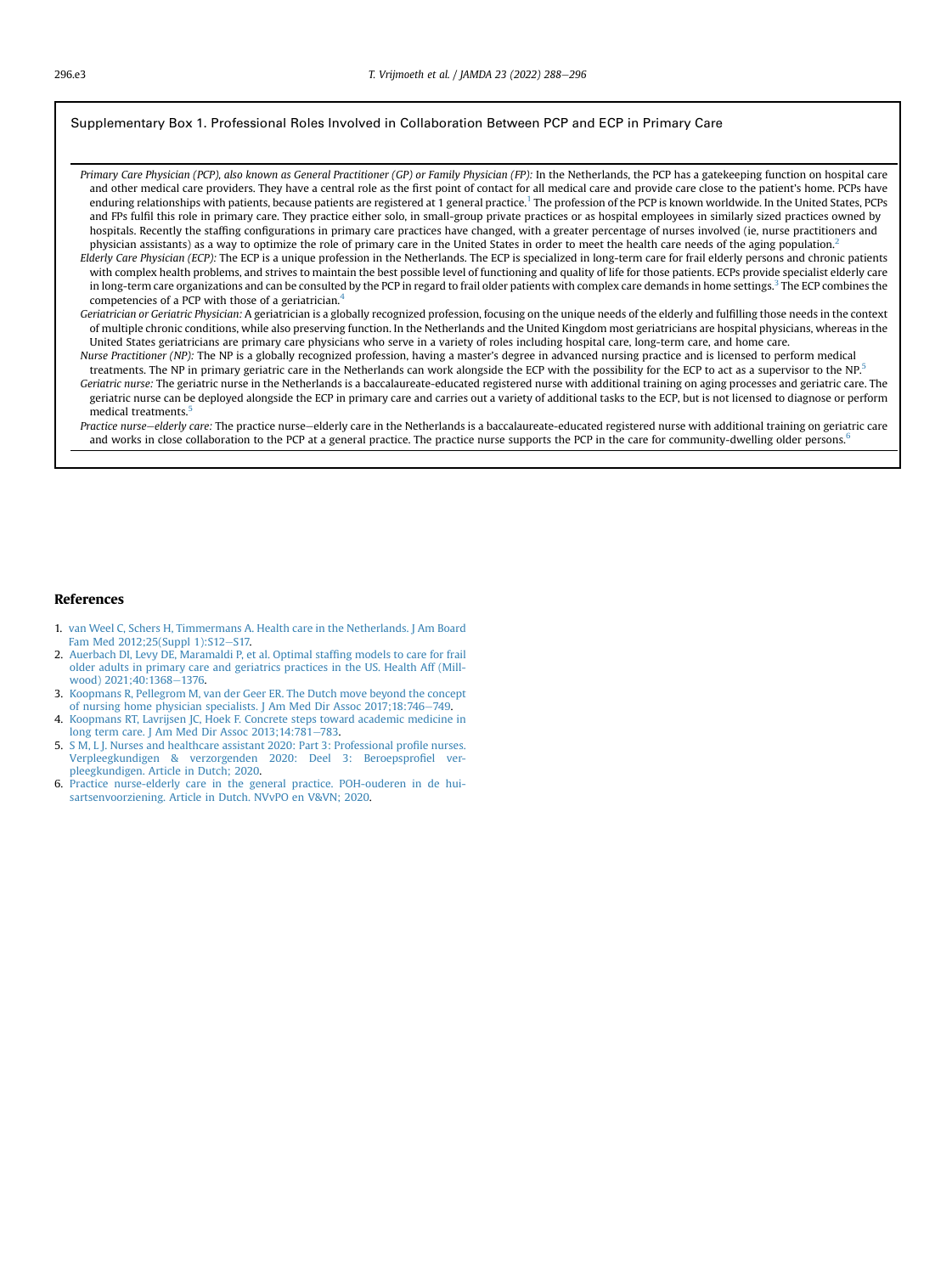## Supplementary Box 1. Professional Roles Involved in Collaboration Between PCP and ECP in Primary Care

*Primary Care Physician (PCP), also known as General Practitioner (GP) or Family Physician (FP):* In the Netherlands, the PCP has a gatekeeping function on hospital care and other medical care providers. They have a central role as the first point of contact for all medical care and provide care close to the patient's home. PCPs have enduring relationships with patients, because patients are registered at 1 general practice.[1] The profession of the PCP is known worldwide. In the United States, PCPs and FPs fulfil this role in primary care. They practice either solo, in small-group private practices or as hospital employees in similarly sized practices owned by hospitals. Recently the staffing configurations in primary care practices have changed, with a greater percentage of nurses involved (ie, nurse practitioners and physician assistants) as a way to optimize the role of primary care in the United States in order to meet the health care needs of the aging population.[2]

*Elderly Care Physician (ECP):* The ECP is a unique profession in the Netherlands. The ECP is specialized in long-term care for frail elderly persons and chronic patients with complex health problems, and strives to maintain the best possible level of functioning and quality of life for those patients. ECPs provide specialist elderly care in long-term care organizations and can be consulted by the PCP in regard to frail older patients with complex care demands in home settings.[3] The ECP combines the competencies of a PCP with those of a geriatrician.[4]

*Geriatrician or Geriatric Physician:* A geriatrician is a globally recognized profession, focusing on the unique needs of the elderly and fulfilling those needs in the context of multiple chronic conditions, while also preserving function. In the Netherlands and the United Kingdom most geriatricians are hospital physicians, whereas in the United States geriatricians are primary care physicians who serve in a variety of roles including hospital care, long-term care, and home care.

*Nurse Practitioner (NP):* The NP is a globally recognized profession, having a master's degree in advanced nursing practice and is licensed to perform medical treatments. The NP in primary geriatric care in the Netherlands can work alongside the ECP with the possibility for the ECP to act as a supervisor to the NP.[5]

*Geriatric nurse:* The geriatric nurse in the Netherlands is a baccalaureate-educated registered nurse with additional training on aging processes and geriatric care. The geriatric nurse can be deployed alongside the ECP in primary care and carries out a variety of additional tasks to the ECP, but is not licensed to diagnose or perform medical treatments.[5]

*Practice nurse–elderly care:* The practice nurse–elderly care in the Netherlands is a baccalaureate-educated registered nurse with additional training on geriatric care and works in close collaboration to the PCP at a general practice. The practice nurse supports the PCP in the care for community-dwelling older persons.[6]

## References

1. van Weel C, Schers H, Timmermans A. Health care in the Netherlands. J Am Board Fam Med 2012;25(Suppl 1):S12–S17.
2. Auerbach DI, Levy DE, Maramaldi P, et al. Optimal staffing models to care for frail older adults in primary care and geriatrics practices in the US. Health Aff (Millwood) 2021;40:1368–1376.
3. Koopmans R, Pellegrom M, van der Geer ER. The Dutch move beyond the concept of nursing home physician specialists. J Am Med Dir Assoc 2017;18:746–749.
4. Koopmans RT, Lavrijsen JC, Hoek F. Concrete steps toward academic medicine in long term care. J Am Med Dir Assoc 2013;14:781–783.
5. S M, L J. Nurses and healthcare assistant 2020: Part 3: Professional profile nurses. Verpleegkundigen & verzorgenden 2020: Deel 3: Beroepsprofiel verpleegkundigen. Article in Dutch; 2020.
6. Practice nurse-elderly care in the general practice. POH-ouderen in de huisartsenvoorziening. Article in Dutch. NVvPO en V&VN; 2020.